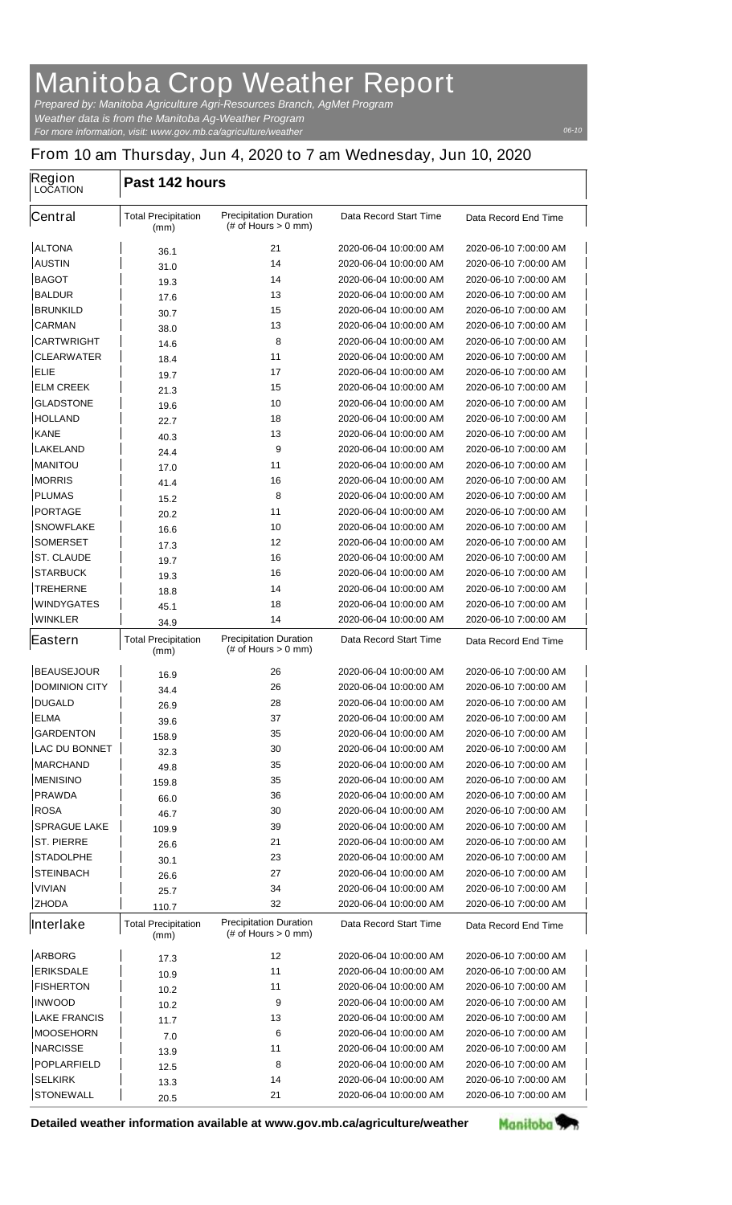# Manitoba Crop Weather Report

*Prepared by: Manitoba Agriculture Agri-Resources Branch, AgMet Program*
*Weather data is from the Manitoba Ag-Weather Program*
*For more information, visit: www.gov.mb.ca/agriculture/weather*

06-10

## From 10 am Thursday, Jun 4, 2020 to 7 am Wednesday, Jun 10, 2020

| Region LOCATION | Past 142 hours | | | |
|---|---|---|---|---|
| **Central** | Total Precipitation (mm) | Precipitation Duration (# of Hours > 0 mm) | Data Record Start Time | Data Record End Time |
| ALTONA | 36.1 | 21 | 2020-06-04 10:00:00 AM | 2020-06-10 7:00:00 AM |
| AUSTIN | 31.0 | 14 | 2020-06-04 10:00:00 AM | 2020-06-10 7:00:00 AM |
| BAGOT | 19.3 | 14 | 2020-06-04 10:00:00 AM | 2020-06-10 7:00:00 AM |
| BALDUR | 17.6 | 13 | 2020-06-04 10:00:00 AM | 2020-06-10 7:00:00 AM |
| BRUNKILD | 30.7 | 15 | 2020-06-04 10:00:00 AM | 2020-06-10 7:00:00 AM |
| CARMAN | 38.0 | 13 | 2020-06-04 10:00:00 AM | 2020-06-10 7:00:00 AM |
| CARTWRIGHT | 14.6 | 8 | 2020-06-04 10:00:00 AM | 2020-06-10 7:00:00 AM |
| CLEARWATER | 18.4 | 11 | 2020-06-04 10:00:00 AM | 2020-06-10 7:00:00 AM |
| ELIE | 19.7 | 17 | 2020-06-04 10:00:00 AM | 2020-06-10 7:00:00 AM |
| ELM CREEK | 21.3 | 15 | 2020-06-04 10:00:00 AM | 2020-06-10 7:00:00 AM |
| GLADSTONE | 19.6 | 10 | 2020-06-04 10:00:00 AM | 2020-06-10 7:00:00 AM |
| HOLLAND | 22.7 | 18 | 2020-06-04 10:00:00 AM | 2020-06-10 7:00:00 AM |
| KANE | 40.3 | 13 | 2020-06-04 10:00:00 AM | 2020-06-10 7:00:00 AM |
| LAKELAND | 24.4 | 9 | 2020-06-04 10:00:00 AM | 2020-06-10 7:00:00 AM |
| MANITOU | 17.0 | 11 | 2020-06-04 10:00:00 AM | 2020-06-10 7:00:00 AM |
| MORRIS | 41.4 | 16 | 2020-06-04 10:00:00 AM | 2020-06-10 7:00:00 AM |
| PLUMAS | 15.2 | 8 | 2020-06-04 10:00:00 AM | 2020-06-10 7:00:00 AM |
| PORTAGE | 20.2 | 11 | 2020-06-04 10:00:00 AM | 2020-06-10 7:00:00 AM |
| SNOWFLAKE | 16.6 | 10 | 2020-06-04 10:00:00 AM | 2020-06-10 7:00:00 AM |
| SOMERSET | 17.3 | 12 | 2020-06-04 10:00:00 AM | 2020-06-10 7:00:00 AM |
| ST. CLAUDE | 19.7 | 16 | 2020-06-04 10:00:00 AM | 2020-06-10 7:00:00 AM |
| STARBUCK | 19.3 | 16 | 2020-06-04 10:00:00 AM | 2020-06-10 7:00:00 AM |
| TREHERNE | 18.8 | 14 | 2020-06-04 10:00:00 AM | 2020-06-10 7:00:00 AM |
| WINDYGATES | 45.1 | 18 | 2020-06-04 10:00:00 AM | 2020-06-10 7:00:00 AM |
| WINKLER | 34.9 | 14 | 2020-06-04 10:00:00 AM | 2020-06-10 7:00:00 AM |
| **Eastern** | Total Precipitation (mm) | Precipitation Duration (# of Hours > 0 mm) | Data Record Start Time | Data Record End Time |
| BEAUSEJOUR | 16.9 | 26 | 2020-06-04 10:00:00 AM | 2020-06-10 7:00:00 AM |
| DOMINION CITY | 34.4 | 26 | 2020-06-04 10:00:00 AM | 2020-06-10 7:00:00 AM |
| DUGALD | 26.9 | 28 | 2020-06-04 10:00:00 AM | 2020-06-10 7:00:00 AM |
| ELMA | 39.6 | 37 | 2020-06-04 10:00:00 AM | 2020-06-10 7:00:00 AM |
| GARDENTON | 158.9 | 35 | 2020-06-04 10:00:00 AM | 2020-06-10 7:00:00 AM |
| LAC DU BONNET | 32.3 | 30 | 2020-06-04 10:00:00 AM | 2020-06-10 7:00:00 AM |
| MARCHAND | 49.8 | 35 | 2020-06-04 10:00:00 AM | 2020-06-10 7:00:00 AM |
| MENISINO | 159.8 | 35 | 2020-06-04 10:00:00 AM | 2020-06-10 7:00:00 AM |
| PRAWDA | 66.0 | 36 | 2020-06-04 10:00:00 AM | 2020-06-10 7:00:00 AM |
| ROSA | 46.7 | 30 | 2020-06-04 10:00:00 AM | 2020-06-10 7:00:00 AM |
| SPRAGUE LAKE | 109.9 | 39 | 2020-06-04 10:00:00 AM | 2020-06-10 7:00:00 AM |
| ST. PIERRE | 26.6 | 21 | 2020-06-04 10:00:00 AM | 2020-06-10 7:00:00 AM |
| STADOLPHE | 30.1 | 23 | 2020-06-04 10:00:00 AM | 2020-06-10 7:00:00 AM |
| STEINBACH | 26.6 | 27 | 2020-06-04 10:00:00 AM | 2020-06-10 7:00:00 AM |
| VIVIAN | 25.7 | 34 | 2020-06-04 10:00:00 AM | 2020-06-10 7:00:00 AM |
| ZHODA | 110.7 | 32 | 2020-06-04 10:00:00 AM | 2020-06-10 7:00:00 AM |
| **Interlake** | Total Precipitation (mm) | Precipitation Duration (# of Hours > 0 mm) | Data Record Start Time | Data Record End Time |
| ARBORG | 17.3 | 12 | 2020-06-04 10:00:00 AM | 2020-06-10 7:00:00 AM |
| ERIKSDALE | 10.9 | 11 | 2020-06-04 10:00:00 AM | 2020-06-10 7:00:00 AM |
| FISHERTON | 10.2 | 11 | 2020-06-04 10:00:00 AM | 2020-06-10 7:00:00 AM |
| INWOOD | 10.2 | 9 | 2020-06-04 10:00:00 AM | 2020-06-10 7:00:00 AM |
| LAKE FRANCIS | 11.7 | 13 | 2020-06-04 10:00:00 AM | 2020-06-10 7:00:00 AM |
| MOOSEHORN | 7.0 | 6 | 2020-06-04 10:00:00 AM | 2020-06-10 7:00:00 AM |
| NARCISSE | 13.9 | 11 | 2020-06-04 10:00:00 AM | 2020-06-10 7:00:00 AM |
| POPLARFIELD | 12.5 | 8 | 2020-06-04 10:00:00 AM | 2020-06-10 7:00:00 AM |
| SELKIRK | 13.3 | 14 | 2020-06-04 10:00:00 AM | 2020-06-10 7:00:00 AM |
| STONEWALL | 20.5 | 21 | 2020-06-04 10:00:00 AM | 2020-06-10 7:00:00 AM |

**Detailed weather information available at www.gov.mb.ca/agriculture/weather**

Manitoba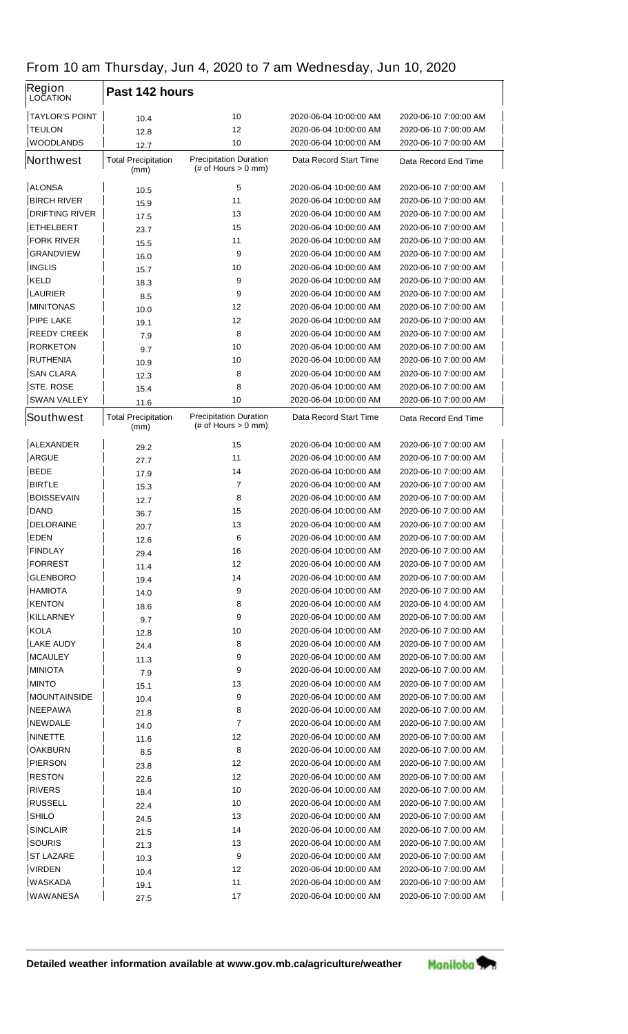## From 10 am Thursday, Jun 4, 2020 to 7 am Wednesday, Jun 10, 2020

| Region LOCATION | Past 142 hours | | | |
|---|---|---|---|---|
| TAYLOR'S POINT | 10.4 | 10 | 2020-06-04 10:00:00 AM | 2020-06-10 7:00:00 AM |
| TEULON | 12.8 | 12 | 2020-06-04 10:00:00 AM | 2020-06-10 7:00:00 AM |
| WOODLANDS | 12.7 | 10 | 2020-06-04 10:00:00 AM | 2020-06-10 7:00:00 AM |
| **Northwest** | Total Precipitation (mm) | Precipitation Duration (# of Hours > 0 mm) | Data Record Start Time | Data Record End Time |
| ALONSA | 10.5 | 5 | 2020-06-04 10:00:00 AM | 2020-06-10 7:00:00 AM |
| BIRCH RIVER | 15.9 | 11 | 2020-06-04 10:00:00 AM | 2020-06-10 7:00:00 AM |
| DRIFTING RIVER | 17.5 | 13 | 2020-06-04 10:00:00 AM | 2020-06-10 7:00:00 AM |
| ETHELBERT | 23.7 | 15 | 2020-06-04 10:00:00 AM | 2020-06-10 7:00:00 AM |
| FORK RIVER | 15.5 | 11 | 2020-06-04 10:00:00 AM | 2020-06-10 7:00:00 AM |
| GRANDVIEW | 16.0 | 9 | 2020-06-04 10:00:00 AM | 2020-06-10 7:00:00 AM |
| INGLIS | 15.7 | 10 | 2020-06-04 10:00:00 AM | 2020-06-10 7:00:00 AM |
| KELD | 18.3 | 9 | 2020-06-04 10:00:00 AM | 2020-06-10 7:00:00 AM |
| LAURIER | 8.5 | 9 | 2020-06-04 10:00:00 AM | 2020-06-10 7:00:00 AM |
| MINITONAS | 10.0 | 12 | 2020-06-04 10:00:00 AM | 2020-06-10 7:00:00 AM |
| PIPE LAKE | 19.1 | 12 | 2020-06-04 10:00:00 AM | 2020-06-10 7:00:00 AM |
| REEDY CREEK | 7.9 | 8 | 2020-06-04 10:00:00 AM | 2020-06-10 7:00:00 AM |
| RORKETON | 9.7 | 10 | 2020-06-04 10:00:00 AM | 2020-06-10 7:00:00 AM |
| RUTHENIA | 10.9 | 10 | 2020-06-04 10:00:00 AM | 2020-06-10 7:00:00 AM |
| SAN CLARA | 12.3 | 8 | 2020-06-04 10:00:00 AM | 2020-06-10 7:00:00 AM |
| STE. ROSE | 15.4 | 8 | 2020-06-04 10:00:00 AM | 2020-06-10 7:00:00 AM |
| SWAN VALLEY | 11.6 | 10 | 2020-06-04 10:00:00 AM | 2020-06-10 7:00:00 AM |
| **Southwest** | Total Precipitation (mm) | Precipitation Duration (# of Hours > 0 mm) | Data Record Start Time | Data Record End Time |
| ALEXANDER | 29.2 | 15 | 2020-06-04 10:00:00 AM | 2020-06-10 7:00:00 AM |
| ARGUE | 27.7 | 11 | 2020-06-04 10:00:00 AM | 2020-06-10 7:00:00 AM |
| BEDE | 17.9 | 14 | 2020-06-04 10:00:00 AM | 2020-06-10 7:00:00 AM |
| BIRTLE | 15.3 | 7 | 2020-06-04 10:00:00 AM | 2020-06-10 7:00:00 AM |
| BOISSEVAIN | 12.7 | 8 | 2020-06-04 10:00:00 AM | 2020-06-10 7:00:00 AM |
| DAND | 36.7 | 15 | 2020-06-04 10:00:00 AM | 2020-06-10 7:00:00 AM |
| DELORAINE | 20.7 | 13 | 2020-06-04 10:00:00 AM | 2020-06-10 7:00:00 AM |
| EDEN | 12.6 | 6 | 2020-06-04 10:00:00 AM | 2020-06-10 7:00:00 AM |
| FINDLAY | 29.4 | 16 | 2020-06-04 10:00:00 AM | 2020-06-10 7:00:00 AM |
| FORREST | 11.4 | 12 | 2020-06-04 10:00:00 AM | 2020-06-10 7:00:00 AM |
| GLENBORO | 19.4 | 14 | 2020-06-04 10:00:00 AM | 2020-06-10 7:00:00 AM |
| HAMIOTA | 14.0 | 9 | 2020-06-04 10:00:00 AM | 2020-06-10 7:00:00 AM |
| KENTON | 18.6 | 8 | 2020-06-04 10:00:00 AM | 2020-06-10 4:00:00 AM |
| KILLARNEY | 9.7 | 9 | 2020-06-04 10:00:00 AM | 2020-06-10 7:00:00 AM |
| KOLA | 12.8 | 10 | 2020-06-04 10:00:00 AM | 2020-06-10 7:00:00 AM |
| LAKE AUDY | 24.4 | 8 | 2020-06-04 10:00:00 AM | 2020-06-10 7:00:00 AM |
| MCAULEY | 11.3 | 9 | 2020-06-04 10:00:00 AM | 2020-06-10 7:00:00 AM |
| MINIOTA | 7.9 | 9 | 2020-06-04 10:00:00 AM | 2020-06-10 7:00:00 AM |
| MINTO | 15.1 | 13 | 2020-06-04 10:00:00 AM | 2020-06-10 7:00:00 AM |
| MOUNTAINSIDE | 10.4 | 9 | 2020-06-04 10:00:00 AM | 2020-06-10 7:00:00 AM |
| NEEPAWA | 21.8 | 8 | 2020-06-04 10:00:00 AM | 2020-06-10 7:00:00 AM |
| NEWDALE | 14.0 | 7 | 2020-06-04 10:00:00 AM | 2020-06-10 7:00:00 AM |
| NINETTE | 11.6 | 12 | 2020-06-04 10:00:00 AM | 2020-06-10 7:00:00 AM |
| OAKBURN | 8.5 | 8 | 2020-06-04 10:00:00 AM | 2020-06-10 7:00:00 AM |
| PIERSON | 23.8 | 12 | 2020-06-04 10:00:00 AM | 2020-06-10 7:00:00 AM |
| RESTON | 22.6 | 12 | 2020-06-04 10:00:00 AM | 2020-06-10 7:00:00 AM |
| RIVERS | 18.4 | 10 | 2020-06-04 10:00:00 AM | 2020-06-10 7:00:00 AM |
| RUSSELL | 22.4 | 10 | 2020-06-04 10:00:00 AM | 2020-06-10 7:00:00 AM |
| SHILO | 24.5 | 13 | 2020-06-04 10:00:00 AM | 2020-06-10 7:00:00 AM |
| SINCLAIR | 21.5 | 14 | 2020-06-04 10:00:00 AM | 2020-06-10 7:00:00 AM |
| SOURIS | 21.3 | 13 | 2020-06-04 10:00:00 AM | 2020-06-10 7:00:00 AM |
| ST LAZARE | 10.3 | 9 | 2020-06-04 10:00:00 AM | 2020-06-10 7:00:00 AM |
| VIRDEN | 10.4 | 12 | 2020-06-04 10:00:00 AM | 2020-06-10 7:00:00 AM |
| WASKADA | 19.1 | 11 | 2020-06-04 10:00:00 AM | 2020-06-10 7:00:00 AM |
| WAWANESA | 27.5 | 17 | 2020-06-04 10:00:00 AM | 2020-06-10 7:00:00 AM |

**Detailed weather information available at www.gov.mb.ca/agriculture/weather**

Manitoba